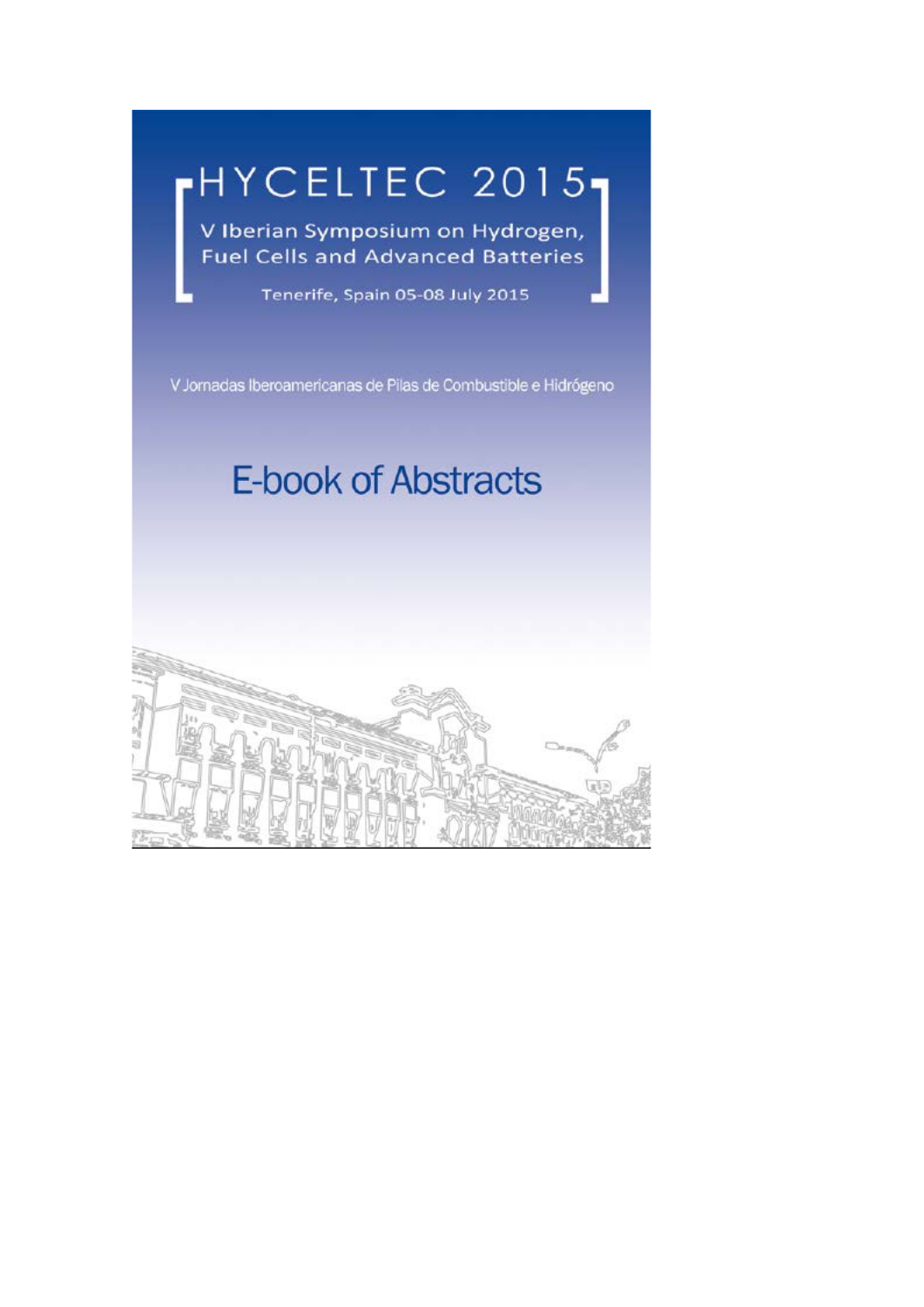# HYCELTEC 2015

## V Iberian Symposium on Hydrogen, Fuel Cells and Advanced Batteries

Tenerife, Spain 05-08 July 2015

V Jornadas Iberoamericanas de Pilas de Combustible e Hidrógeno

# E-book of Abstracts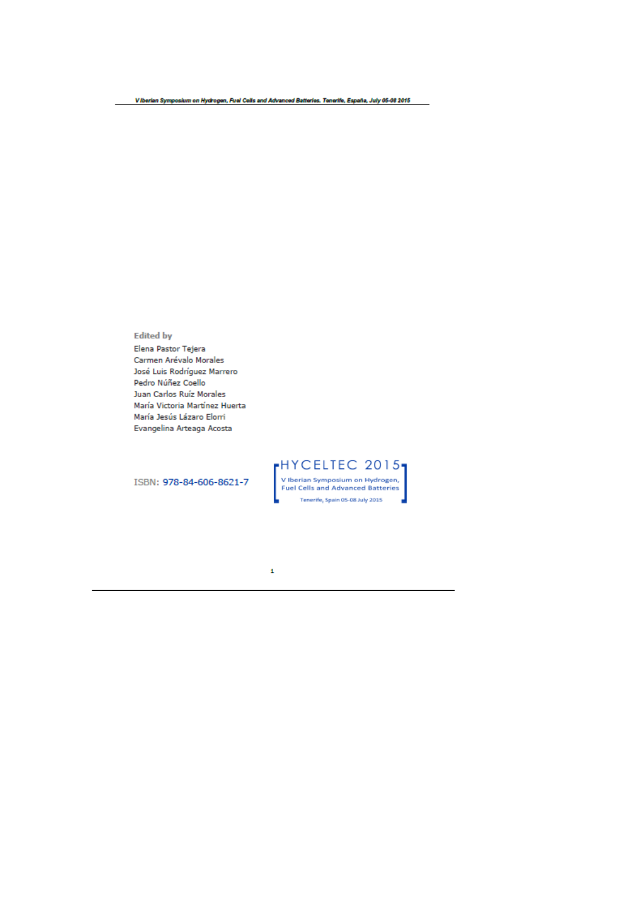Edited by

Elena Pastor Tejera
Carmen Arévalo Morales
José Luis Rodríguez Marrero
Pedro Núñez Coello
Juan Carlos Ruiz Morales
María Victoria Martínez Huerta
María Jesús Lázaro Elorri
Evangelina Arteaga Acosta

ISBN: 978-84-606-8621-7

HYCELTEC 2015
V Iberian Symposium on Hydrogen, Fuel Cells and Advanced Batteries
Tenerife, Spain 05-08 July 2015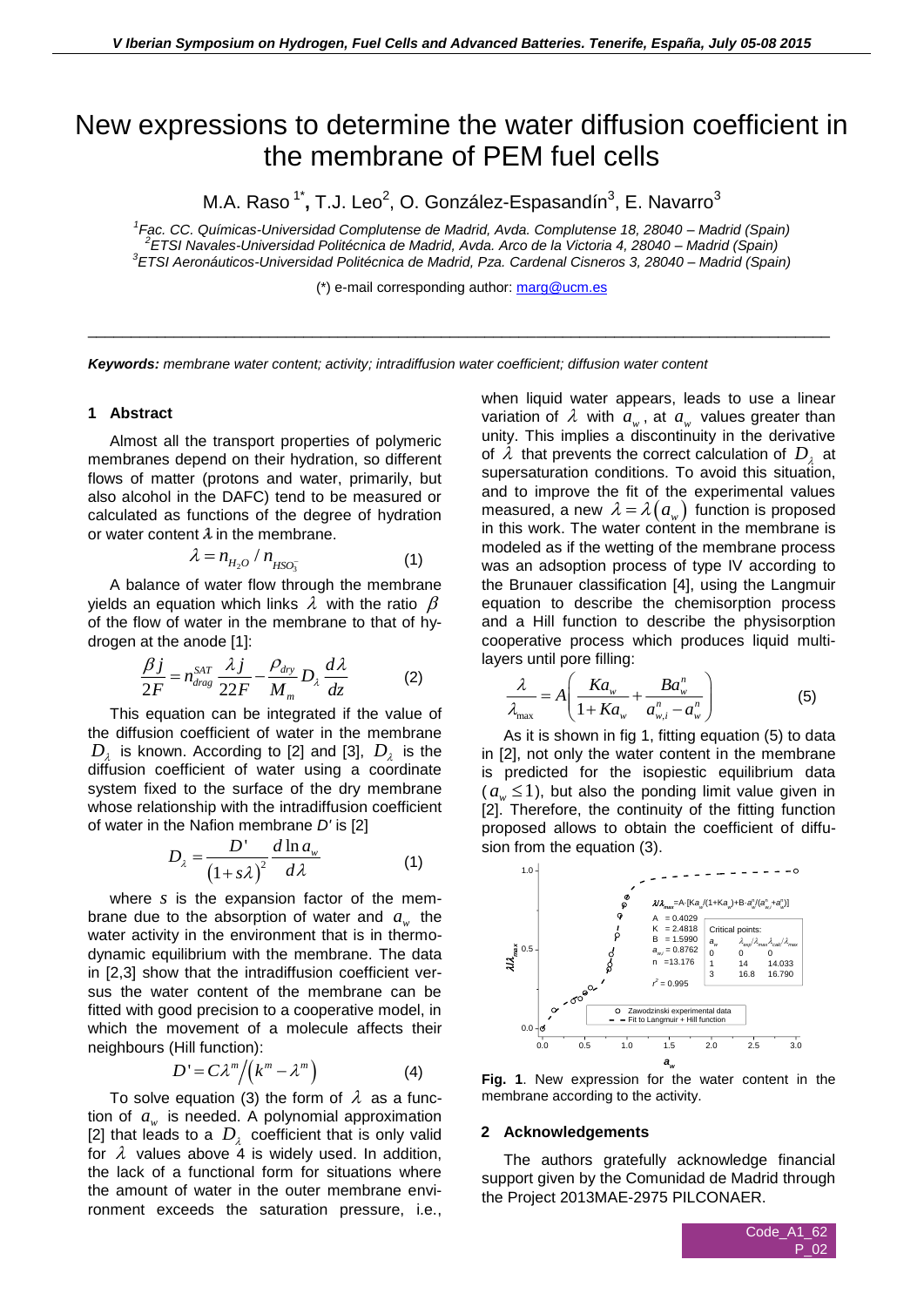# New expressions to determine the water diffusion coefficient in the membrane of PEM fuel cells

M.A. Raso [1*], T.J. Leo[2], O. González-Espasandín[3], E. Navarro[3]

[1]Fac. CC. Químicas-Universidad Complutense de Madrid, Avda. Complutense 18, 28040 – Madrid (Spain)
[2]ETSI Navales-Universidad Politécnica de Madrid, Avda. Arco de la Victoria 4, 28040 – Madrid (Spain)
[3]ETSI Aeronáuticos-Universidad Politécnica de Madrid, Pza. Cardenal Cisneros 3, 28040 – Madrid (Spain)

(*) e-mail corresponding author: marg@ucm.es

***Keywords:*** *membrane water content; activity; intradiffusion water coefficient; diffusion water content*

## 1 Abstract

Almost all the transport properties of polymeric membranes depend on their hydration, so different flows of matter (protons and water, primarily, but also alcohol in the DAFC) tend to be measured or calculated as functions of the degree of hydration or water content $\lambda$ in the membrane.

$$\lambda = n_{H_2O} / n_{HSO_3^-} \tag{1}$$

A balance of water flow through the membrane yields an equation which links $\lambda$ with the ratio $\beta$ of the flow of water in the membrane to that of hydrogen at the anode [1]:

$$\frac{\beta j}{2F} = n_{drag}^{SAT} \frac{\lambda j}{22F} - \frac{\rho_{dry}}{M_m} D_\lambda \frac{d\lambda}{dz} \tag{2}$$

This equation can be integrated if the value of the diffusion coefficient of water in the membrane $D_\lambda$ is known. According to [2] and [3], $D_\lambda$ is the diffusion coefficient of water using a coordinate system fixed to the surface of the dry membrane whose relationship with the intradiffusion coefficient of water in the Nafion membrane *D'* is [2]

$$D_\lambda = \frac{D'}{\left(1+s\lambda\right)^2} \frac{d \ln a_w}{d\lambda} \tag{1}$$

where $s$ is the expansion factor of the membrane due to the absorption of water and $a_w$ the water activity in the environment that is in thermodynamic equilibrium with the membrane. The data in [2,3] show that the intradiffusion coefficient versus the water content of the membrane can be fitted with good precision to a cooperative model, in which the movement of a molecule affects their neighbours (Hill function):

$$D' = C\lambda^m / \left(k^m - \lambda^m\right) \tag{4}$$

To solve equation (3) the form of $\lambda$ as a function of $a_w$ is needed. A polynomial approximation [2] that leads to a $D_\lambda$ coefficient that is only valid for $\lambda$ values above 4 is widely used. In addition, the lack of a functional form for situations where the amount of water in the outer membrane environment exceeds the saturation pressure, i.e., when liquid water appears, leads to use a linear variation of $\lambda$ with $a_w$, at $a_w$ values greater than unity. This implies a discontinuity in the derivative of $\lambda$ that prevents the correct calculation of $D_\lambda$ at supersaturation conditions. To avoid this situation, and to improve the fit of the experimental values measured, a new $\lambda = \lambda\left(a_w\right)$ function is proposed in this work. The water content in the membrane is modeled as if the wetting of the membrane process was an adsorption process of type IV according to the Brunauer classification [4], using the Langmuir equation to describe the chemisorption process and a Hill function to describe the physisorption cooperative process which produces liquid multilayers until pore filling:

$$\frac{\lambda}{\lambda_{max}} = A\left(\frac{Ka_w}{1+Ka_w} + \frac{Ba_w^n}{a_{w,i}^n - a_w^n}\right) \tag{5}$$

As it is shown in fig 1, fitting equation (5) to data in [2], not only the water content in the membrane is predicted for the isopiestic equilibrium data ($a_w \leq 1$), but also the ponding limit value given in [2]. Therefore, the continuity of the fitting function proposed allows to obtain the coefficient of diffusion from the equation (3).

**Fig. 1**. New expression for the water content in the membrane according to the activity.

## 2 Acknowledgements

The authors gratefully acknowledge financial support given by the Comunidad de Madrid through the Project 2013MAE-2975 PILCONAER.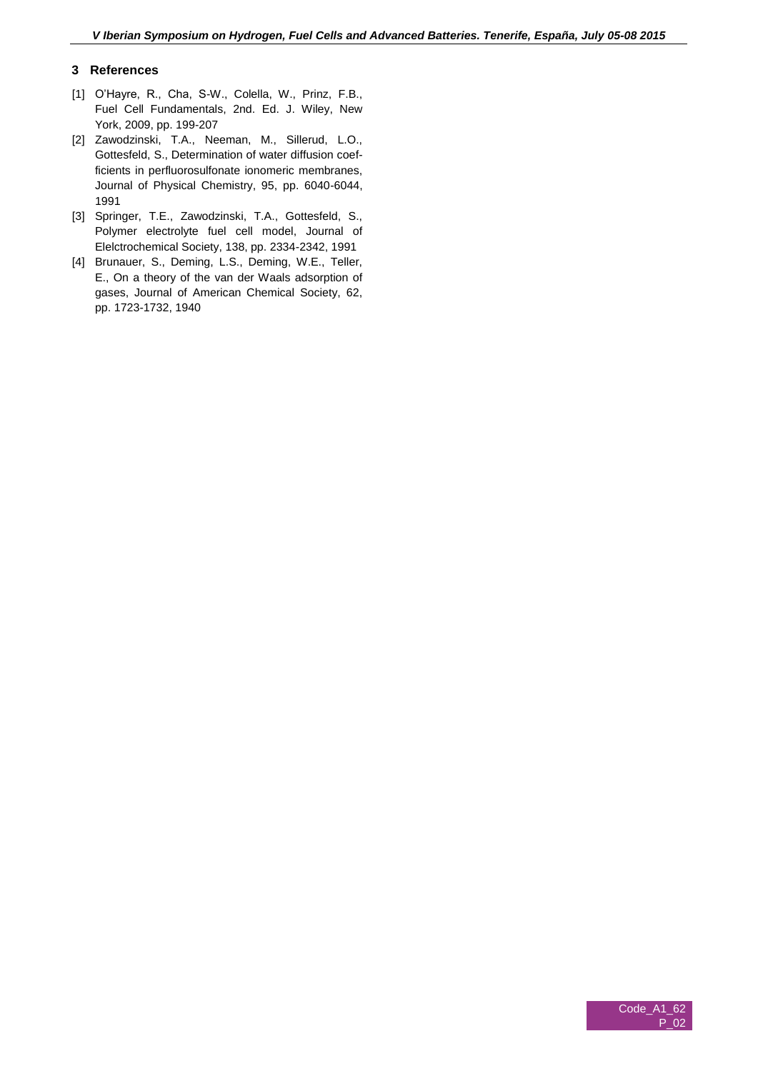## 3 References

[1] O'Hayre, R., Cha, S-W., Colella, W., Prinz, F.B., Fuel Cell Fundamentals, 2nd. Ed. J. Wiley, New York, 2009, pp. 199-207

[2] Zawodzinski, T.A., Neeman, M., Sillerud, L.O., Gottesfeld, S., Determination of water diffusion coefficients in perfluorosulfonate ionomeric membranes, Journal of Physical Chemistry, 95, pp. 6040-6044, 1991

[3] Springer, T.E., Zawodzinski, T.A., Gottesfeld, S., Polymer electrolyte fuel cell model, Journal of Elelctrochemical Society, 138, pp. 2334-2342, 1991

[4] Brunauer, S., Deming, L.S., Deming, W.E., Teller, E., On a theory of the van der Waals adsorption of gases, Journal of American Chemical Society, 62, pp. 1723-1732, 1940

Code_A1_62
P_02